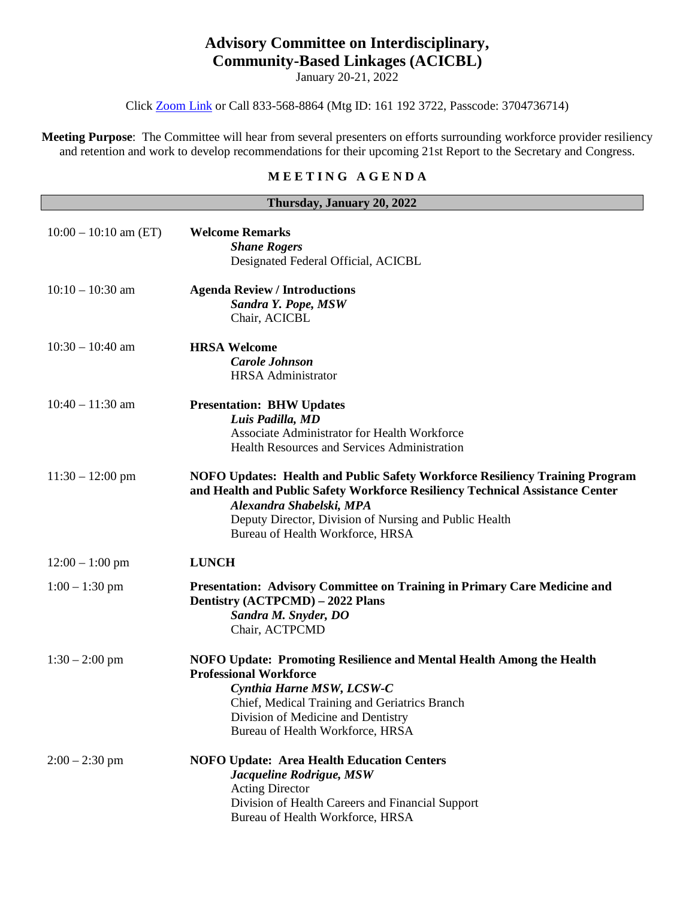# Advisory Committee on Interdisciplinary, Community-Based Linkages (ACICBL)

January 20-21, 2022

Click [Zoom Link]() or Call 833-568-8864 (Mtg ID: 161 192 3722, Passcode: 3704736714)

**Meeting Purpose**: The Committee will hear from several presenters on efforts surrounding workforce provider resiliency and retention and work to develop recommendations for their upcoming 21st Report to the Secretary and Congress.

## MEETING AGENDA

### Thursday, January 20, 2022

| | |
|---|---|
| 10:00 – 10:10 am (ET) | **Welcome Remarks**<br>***Shane Rogers***<br>Designated Federal Official, ACICBL |
| 10:10 – 10:30 am | **Agenda Review / Introductions**<br>***Sandra Y. Pope, MSW***<br>Chair, ACICBL |
| 10:30 – 10:40 am | **HRSA Welcome**<br>***Carole Johnson***<br>HRSA Administrator |
| 10:40 – 11:30 am | **Presentation: BHW Updates**<br>***Luis Padilla, MD***<br>Associate Administrator for Health Workforce<br>Health Resources and Services Administration |
| 11:30 – 12:00 pm | **NOFO Updates: Health and Public Safety Workforce Resiliency Training Program and Health and Public Safety Workforce Resiliency Technical Assistance Center**<br>***Alexandra Shabelski, MPA***<br>Deputy Director, Division of Nursing and Public Health<br>Bureau of Health Workforce, HRSA |
| 12:00 – 1:00 pm | **LUNCH** |
| 1:00 – 1:30 pm | **Presentation: Advisory Committee on Training in Primary Care Medicine and Dentistry (ACTPCMD) – 2022 Plans**<br>***Sandra M. Snyder, DO***<br>Chair, ACTPCMD |
| 1:30 – 2:00 pm | **NOFO Update: Promoting Resilience and Mental Health Among the Health Professional Workforce**<br>***Cynthia Harne MSW, LCSW-C***<br>Chief, Medical Training and Geriatrics Branch<br>Division of Medicine and Dentistry<br>Bureau of Health Workforce, HRSA |
| 2:00 – 2:30 pm | **NOFO Update: Area Health Education Centers**<br>***Jacqueline Rodrigue, MSW***<br>Acting Director<br>Division of Health Careers and Financial Support<br>Bureau of Health Workforce, HRSA |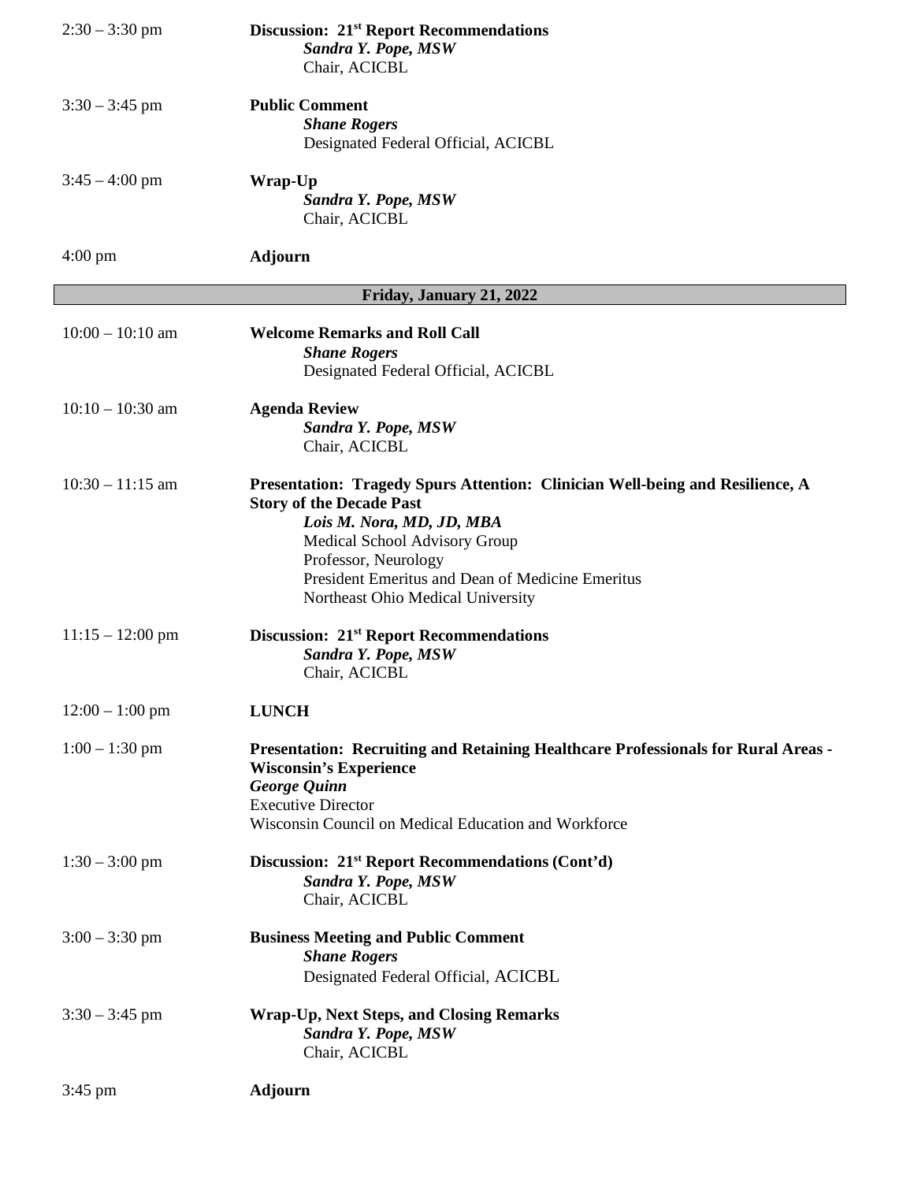| | |
|---|---|
| 2:30 – 3:30 pm | **Discussion: 21st Report Recommendations**<br>***Sandra Y. Pope, MSW***<br>Chair, ACICBL |
| 3:30 – 3:45 pm | **Public Comment**<br>***Shane Rogers***<br>Designated Federal Official, ACICBL |
| 3:45 – 4:00 pm | **Wrap-Up**<br>***Sandra Y. Pope, MSW***<br>Chair, ACICBL |
| 4:00 pm | **Adjourn** |

## Friday, January 21, 2022

| | |
|---|---|
| 10:00 – 10:10 am | **Welcome Remarks and Roll Call**<br>***Shane Rogers***<br>Designated Federal Official, ACICBL |
| 10:10 – 10:30 am | **Agenda Review**<br>***Sandra Y. Pope, MSW***<br>Chair, ACICBL |
| 10:30 – 11:15 am | **Presentation: Tragedy Spurs Attention: Clinician Well-being and Resilience, A Story of the Decade Past**<br>***Lois M. Nora, MD, JD, MBA***<br>Medical School Advisory Group<br>Professor, Neurology<br>President Emeritus and Dean of Medicine Emeritus<br>Northeast Ohio Medical University |
| 11:15 – 12:00 pm | **Discussion: 21st Report Recommendations**<br>***Sandra Y. Pope, MSW***<br>Chair, ACICBL |
| 12:00 – 1:00 pm | **LUNCH** |
| 1:00 – 1:30 pm | **Presentation: Recruiting and Retaining Healthcare Professionals for Rural Areas - Wisconsin's Experience**<br>***George Quinn***<br>Executive Director<br>Wisconsin Council on Medical Education and Workforce |
| 1:30 – 3:00 pm | **Discussion: 21st Report Recommendations (Cont'd)**<br>***Sandra Y. Pope, MSW***<br>Chair, ACICBL |
| 3:00 – 3:30 pm | **Business Meeting and Public Comment**<br>***Shane Rogers***<br>Designated Federal Official, ACICBL |
| 3:30 – 3:45 pm | **Wrap-Up, Next Steps, and Closing Remarks**<br>***Sandra Y. Pope, MSW***<br>Chair, ACICBL |
| 3:45 pm | **Adjourn** |